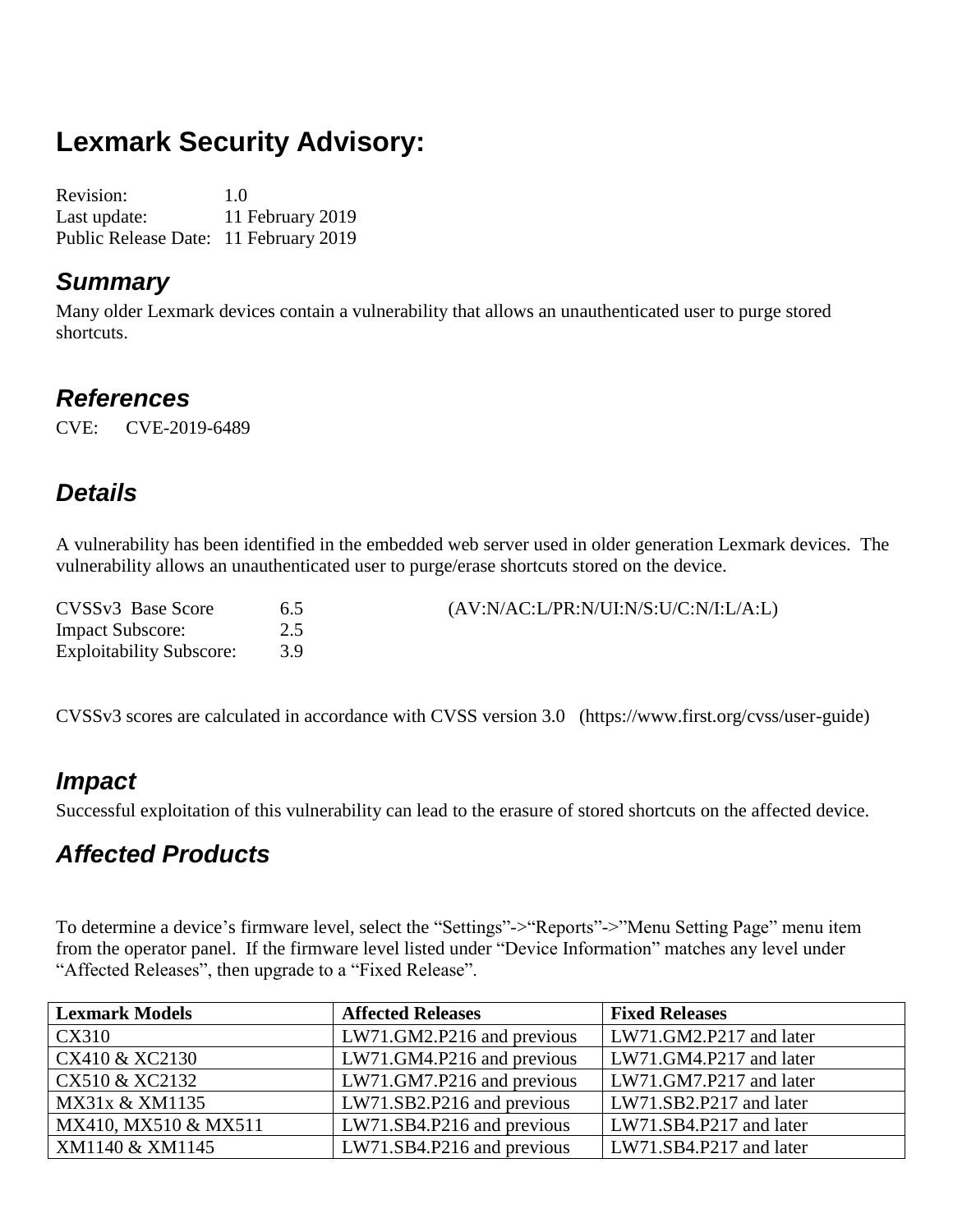# Lexmark Security Advisory:

Revision: 1.0
Last update: 11 February 2019
Public Release Date: 11 February 2019

## *Summary*

Many older Lexmark devices contain a vulnerability that allows an unauthenticated user to purge stored shortcuts.

## *References*

CVE: CVE-2019-6489

## *Details*

A vulnerability has been identified in the embedded web server used in older generation Lexmark devices. The vulnerability allows an unauthenticated user to purge/erase shortcuts stored on the device.

CVSSv3 Base Score 6.5 (AV:N/AC:L/PR:N/UI:N/S:U/C:N/I:L/A:L)
Impact Subscore: 2.5
Exploitability Subscore: 3.9

CVSSv3 scores are calculated in accordance with CVSS version 3.0 (https://www.first.org/cvss/user-guide)

## *Impact*

Successful exploitation of this vulnerability can lead to the erasure of stored shortcuts on the affected device.

## *Affected Products*

To determine a device's firmware level, select the "Settings"->"Reports"->"Menu Setting Page" menu item from the operator panel. If the firmware level listed under "Device Information" matches any level under "Affected Releases", then upgrade to a "Fixed Release".

| **Lexmark Models** | **Affected Releases** | **Fixed Releases** |
|---|---|---|
| CX310 | LW71.GM2.P216 and previous | LW71.GM2.P217 and later |
| CX410 & XC2130 | LW71.GM4.P216 and previous | LW71.GM4.P217 and later |
| CX510 & XC2132 | LW71.GM7.P216 and previous | LW71.GM7.P217 and later |
| MX31x & XM1135 | LW71.SB2.P216 and previous | LW71.SB2.P217 and later |
| MX410, MX510 & MX511 | LW71.SB4.P216 and previous | LW71.SB4.P217 and later |
| XM1140 & XM1145 | LW71.SB4.P216 and previous | LW71.SB4.P217 and later |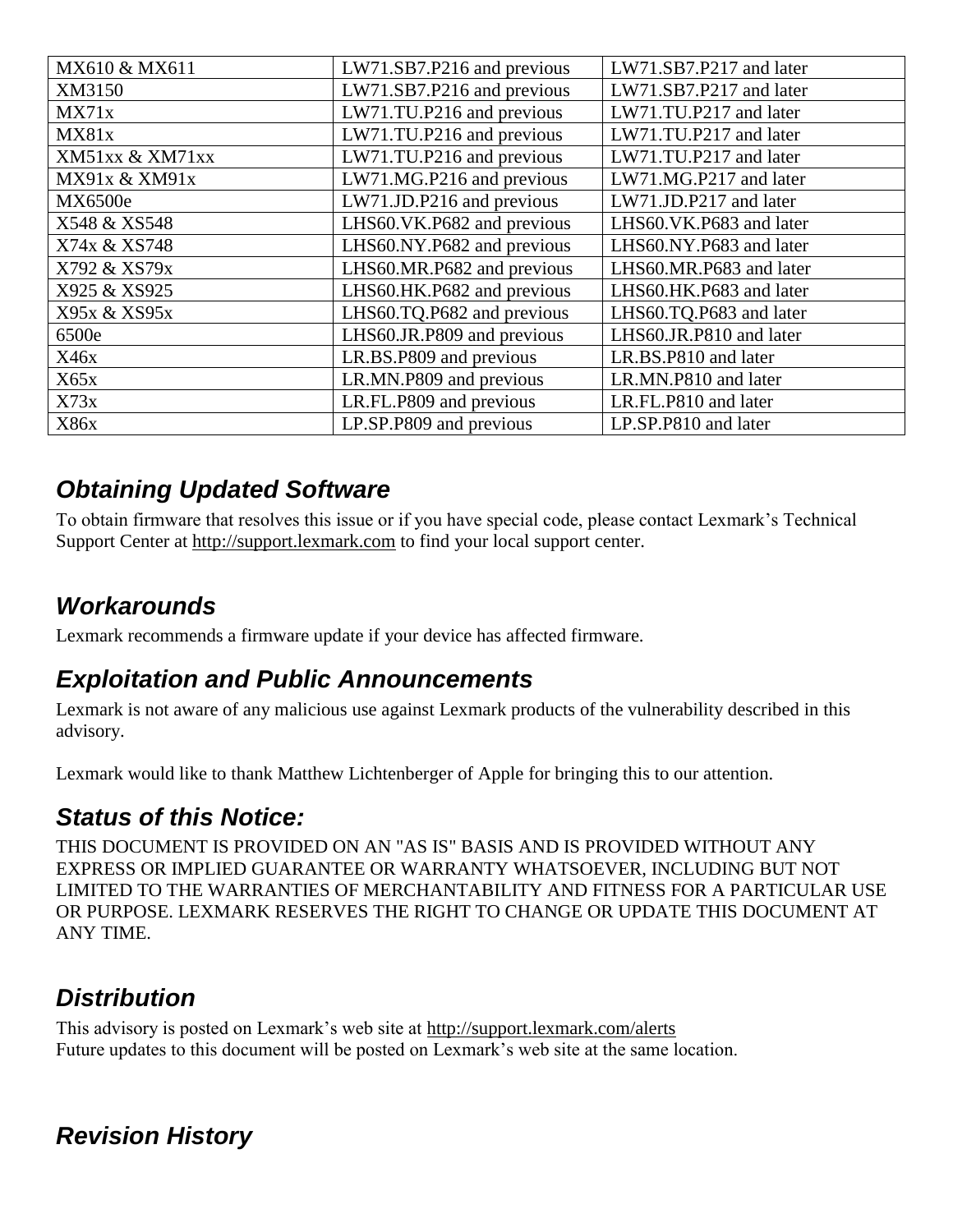| MX610 & MX611 | LW71.SB7.P216 and previous | LW71.SB7.P217 and later |
|---|---|---|
| XM3150 | LW71.SB7.P216 and previous | LW71.SB7.P217 and later |
| MX71x | LW71.TU.P216 and previous | LW71.TU.P217 and later |
| MX81x | LW71.TU.P216 and previous | LW71.TU.P217 and later |
| XM51xx & XM71xx | LW71.TU.P216 and previous | LW71.TU.P217 and later |
| MX91x & XM91x | LW71.MG.P216 and previous | LW71.MG.P217 and later |
| MX6500e | LW71.JD.P216 and previous | LW71.JD.P217 and later |
| X548 & XS548 | LHS60.VK.P682 and previous | LHS60.VK.P683 and later |
| X74x & XS748 | LHS60.NY.P682 and previous | LHS60.NY.P683 and later |
| X792 & XS79x | LHS60.MR.P682 and previous | LHS60.MR.P683 and later |
| X925 & XS925 | LHS60.HK.P682 and previous | LHS60.HK.P683 and later |
| X95x & XS95x | LHS60.TQ.P682 and previous | LHS60.TQ.P683 and later |
| 6500e | LHS60.JR.P809 and previous | LHS60.JR.P810 and later |
| X46x | LR.BS.P809 and previous | LR.BS.P810 and later |
| X65x | LR.MN.P809 and previous | LR.MN.P810 and later |
| X73x | LR.FL.P809 and previous | LR.FL.P810 and later |
| X86x | LP.SP.P809 and previous | LP.SP.P810 and later |

## *Obtaining Updated Software*

To obtain firmware that resolves this issue or if you have special code, please contact Lexmark's Technical Support Center at http://support.lexmark.com to find your local support center.

## *Workarounds*

Lexmark recommends a firmware update if your device has affected firmware.

## *Exploitation and Public Announcements*

Lexmark is not aware of any malicious use against Lexmark products of the vulnerability described in this advisory.

Lexmark would like to thank Matthew Lichtenberger of Apple for bringing this to our attention.

## *Status of this Notice:*

THIS DOCUMENT IS PROVIDED ON AN "AS IS" BASIS AND IS PROVIDED WITHOUT ANY EXPRESS OR IMPLIED GUARANTEE OR WARRANTY WHATSOEVER, INCLUDING BUT NOT LIMITED TO THE WARRANTIES OF MERCHANTABILITY AND FITNESS FOR A PARTICULAR USE OR PURPOSE. LEXMARK RESERVES THE RIGHT TO CHANGE OR UPDATE THIS DOCUMENT AT ANY TIME.

## *Distribution*

This advisory is posted on Lexmark's web site at http://support.lexmark.com/alerts
Future updates to this document will be posted on Lexmark's web site at the same location.

## *Revision History*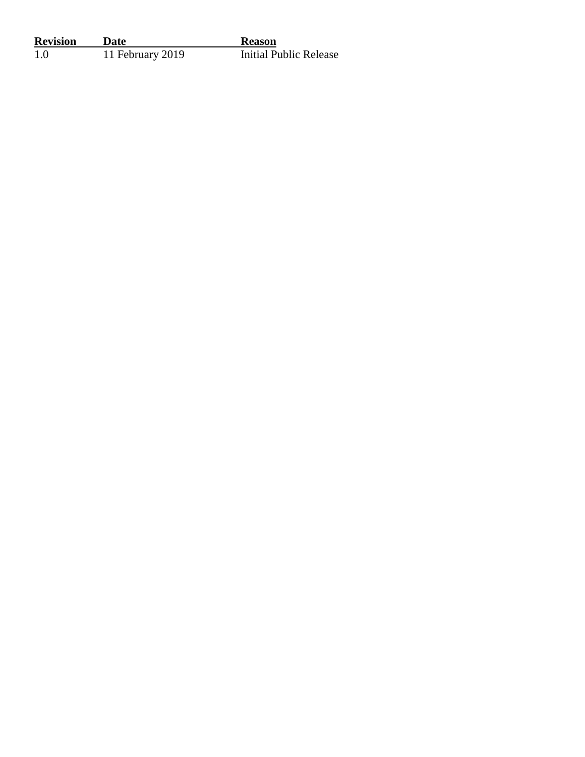| Revision | Date | Reason |
|---|---|---|
| 1.0 | 11 February 2019 | Initial Public Release |